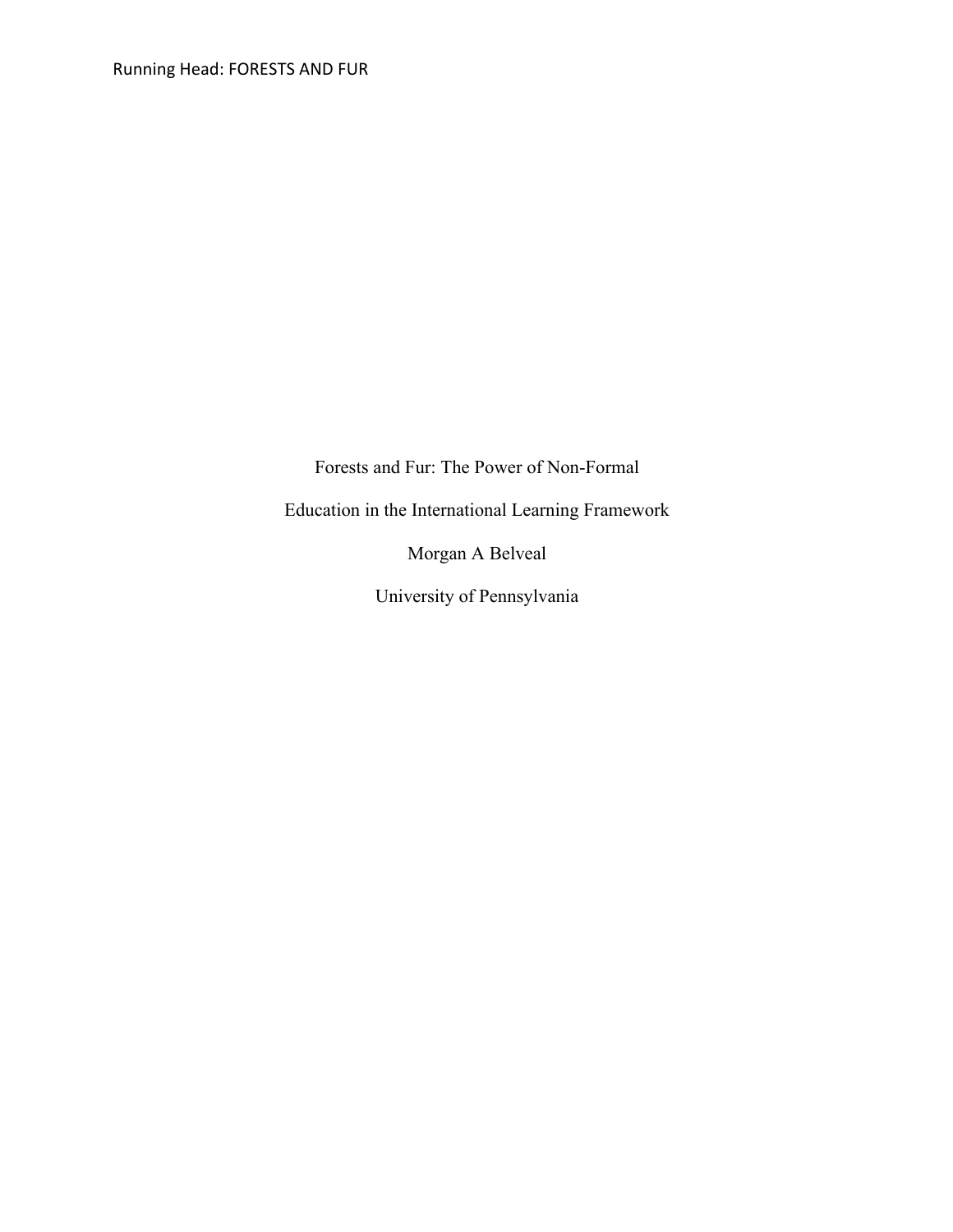# Forests and Fur: The Power of Non-Formal Education in the International Learning Framework

Morgan A Belveal

University of Pennsylvania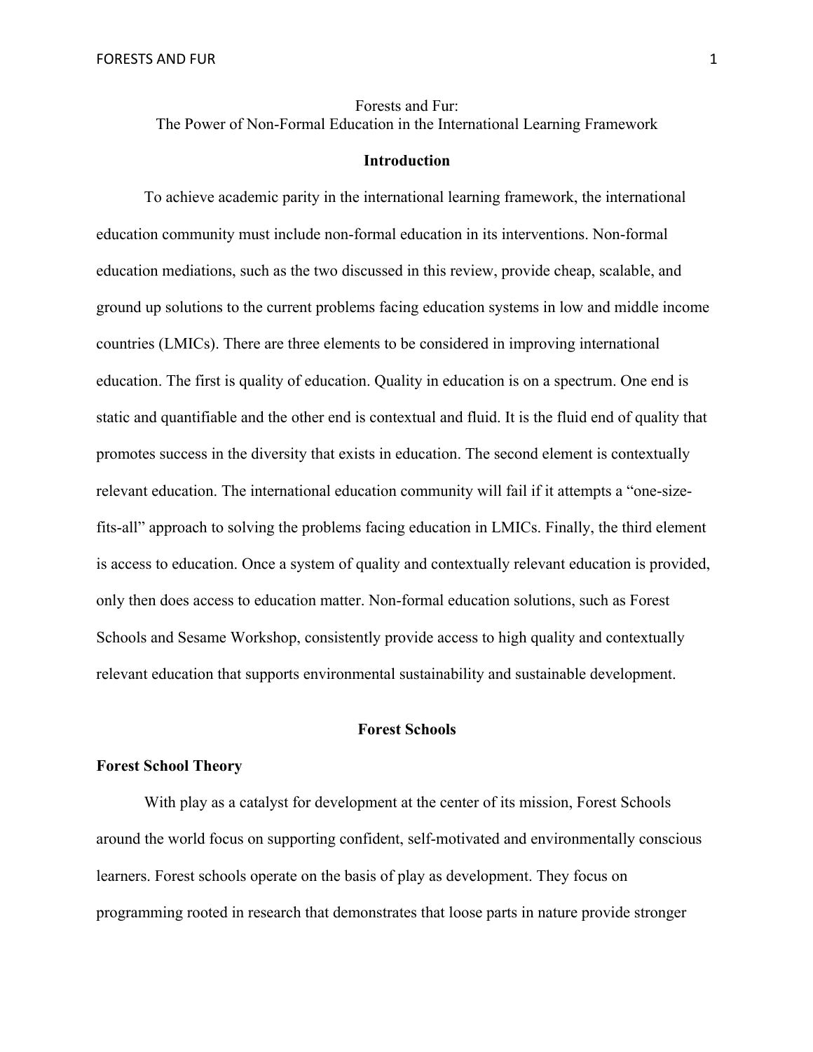# Forests and Fur:
## The Power of Non-Formal Education in the International Learning Framework

## Introduction

To achieve academic parity in the international learning framework, the international education community must include non-formal education in its interventions. Non-formal education mediations, such as the two discussed in this review, provide cheap, scalable, and ground up solutions to the current problems facing education systems in low and middle income countries (LMICs). There are three elements to be considered in improving international education. The first is quality of education. Quality in education is on a spectrum. One end is static and quantifiable and the other end is contextual and fluid. It is the fluid end of quality that promotes success in the diversity that exists in education. The second element is contextually relevant education. The international education community will fail if it attempts a "one-size-fits-all" approach to solving the problems facing education in LMICs. Finally, the third element is access to education. Once a system of quality and contextually relevant education is provided, only then does access to education matter. Non-formal education solutions, such as Forest Schools and Sesame Workshop, consistently provide access to high quality and contextually relevant education that supports environmental sustainability and sustainable development.

## Forest Schools

### Forest School Theory

With play as a catalyst for development at the center of its mission, Forest Schools around the world focus on supporting confident, self-motivated and environmentally conscious learners. Forest schools operate on the basis of play as development. They focus on programming rooted in research that demonstrates that loose parts in nature provide stronger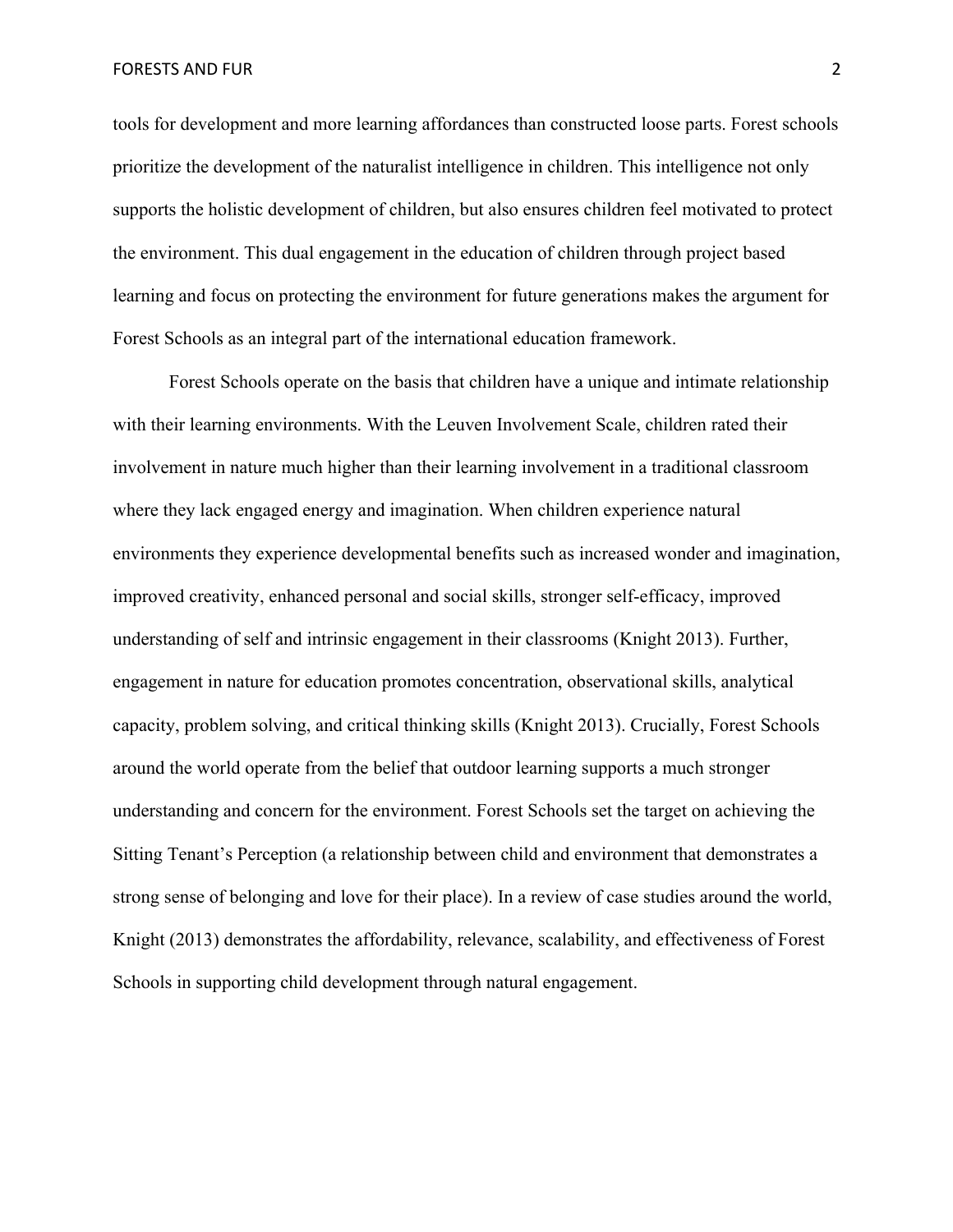tools for development and more learning affordances than constructed loose parts. Forest schools prioritize the development of the naturalist intelligence in children. This intelligence not only supports the holistic development of children, but also ensures children feel motivated to protect the environment. This dual engagement in the education of children through project based learning and focus on protecting the environment for future generations makes the argument for Forest Schools as an integral part of the international education framework.

Forest Schools operate on the basis that children have a unique and intimate relationship with their learning environments. With the Leuven Involvement Scale, children rated their involvement in nature much higher than their learning involvement in a traditional classroom where they lack engaged energy and imagination. When children experience natural environments they experience developmental benefits such as increased wonder and imagination, improved creativity, enhanced personal and social skills, stronger self-efficacy, improved understanding of self and intrinsic engagement in their classrooms (Knight 2013). Further, engagement in nature for education promotes concentration, observational skills, analytical capacity, problem solving, and critical thinking skills (Knight 2013). Crucially, Forest Schools around the world operate from the belief that outdoor learning supports a much stronger understanding and concern for the environment. Forest Schools set the target on achieving the Sitting Tenant's Perception (a relationship between child and environment that demonstrates a strong sense of belonging and love for their place). In a review of case studies around the world, Knight (2013) demonstrates the affordability, relevance, scalability, and effectiveness of Forest Schools in supporting child development through natural engagement.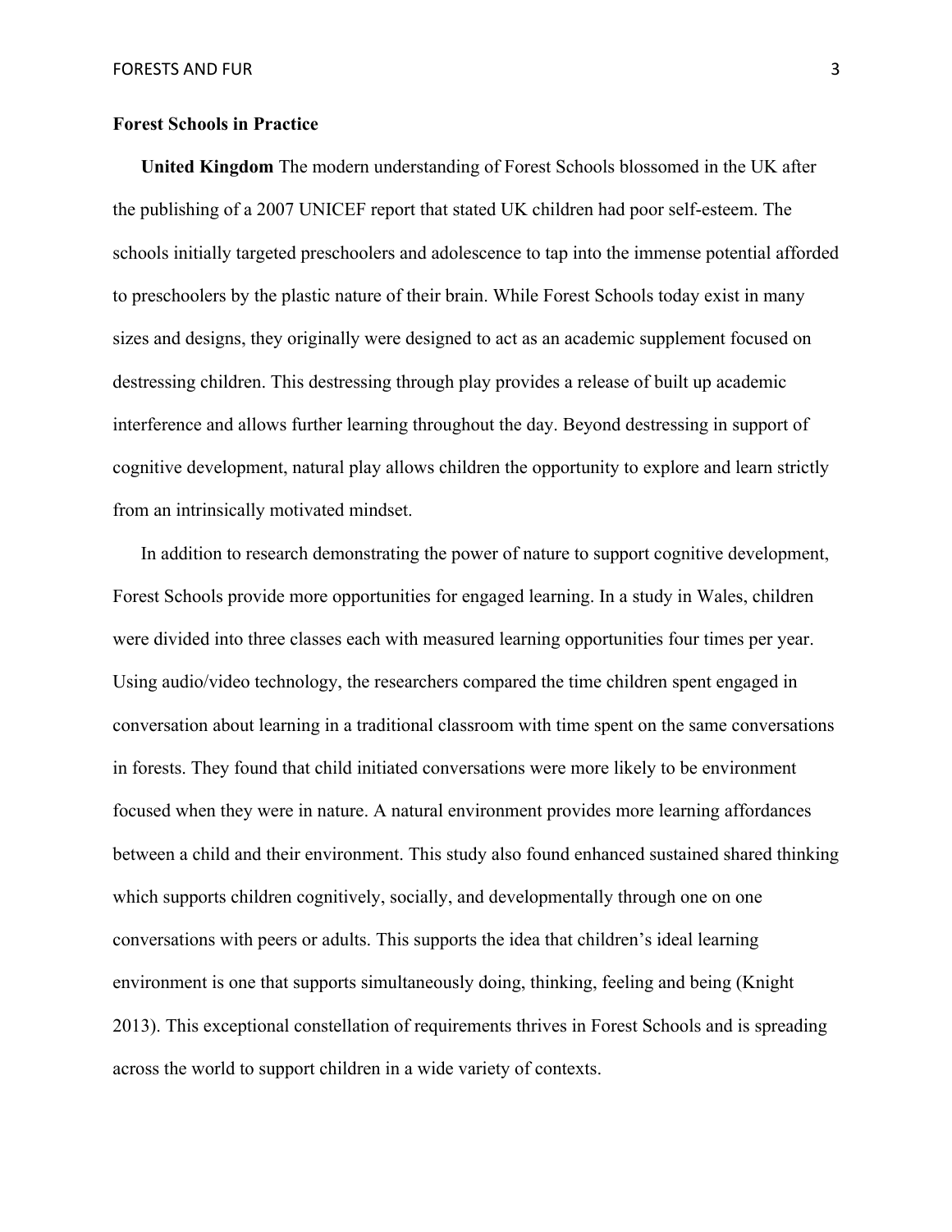## Forest Schools in Practice

**United Kingdom** The modern understanding of Forest Schools blossomed in the UK after the publishing of a 2007 UNICEF report that stated UK children had poor self-esteem. The schools initially targeted preschoolers and adolescence to tap into the immense potential afforded to preschoolers by the plastic nature of their brain. While Forest Schools today exist in many sizes and designs, they originally were designed to act as an academic supplement focused on destressing children. This destressing through play provides a release of built up academic interference and allows further learning throughout the day. Beyond destressing in support of cognitive development, natural play allows children the opportunity to explore and learn strictly from an intrinsically motivated mindset.

In addition to research demonstrating the power of nature to support cognitive development, Forest Schools provide more opportunities for engaged learning. In a study in Wales, children were divided into three classes each with measured learning opportunities four times per year. Using audio/video technology, the researchers compared the time children spent engaged in conversation about learning in a traditional classroom with time spent on the same conversations in forests. They found that child initiated conversations were more likely to be environment focused when they were in nature. A natural environment provides more learning affordances between a child and their environment. This study also found enhanced sustained shared thinking which supports children cognitively, socially, and developmentally through one on one conversations with peers or adults. This supports the idea that children's ideal learning environment is one that supports simultaneously doing, thinking, feeling and being (Knight 2013). This exceptional constellation of requirements thrives in Forest Schools and is spreading across the world to support children in a wide variety of contexts.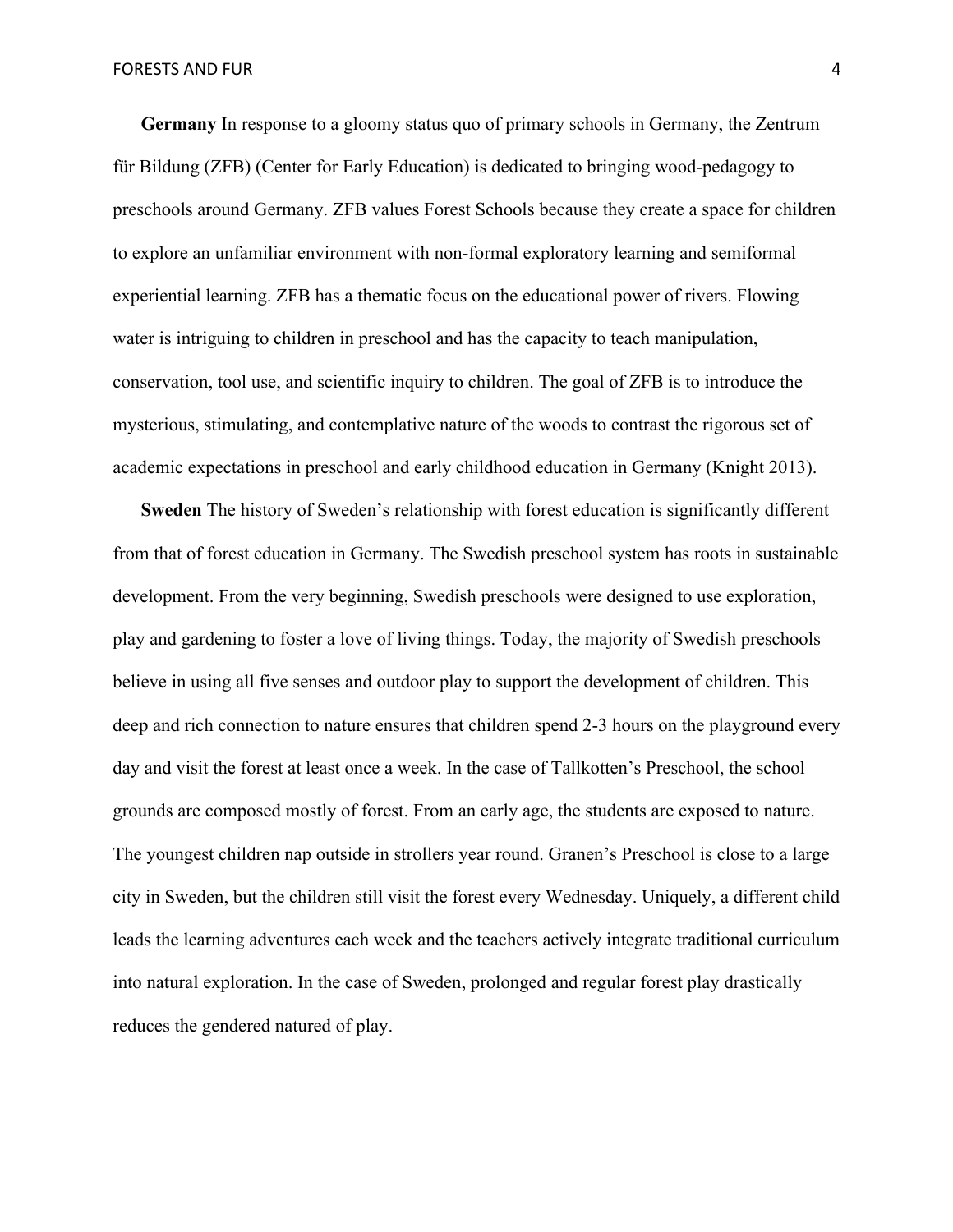**Germany** In response to a gloomy status quo of primary schools in Germany, the Zentrum für Bildung (ZFB) (Center for Early Education) is dedicated to bringing wood-pedagogy to preschools around Germany. ZFB values Forest Schools because they create a space for children to explore an unfamiliar environment with non-formal exploratory learning and semiformal experiential learning. ZFB has a thematic focus on the educational power of rivers. Flowing water is intriguing to children in preschool and has the capacity to teach manipulation, conservation, tool use, and scientific inquiry to children. The goal of ZFB is to introduce the mysterious, stimulating, and contemplative nature of the woods to contrast the rigorous set of academic expectations in preschool and early childhood education in Germany (Knight 2013).

**Sweden** The history of Sweden's relationship with forest education is significantly different from that of forest education in Germany. The Swedish preschool system has roots in sustainable development. From the very beginning, Swedish preschools were designed to use exploration, play and gardening to foster a love of living things. Today, the majority of Swedish preschools believe in using all five senses and outdoor play to support the development of children. This deep and rich connection to nature ensures that children spend 2-3 hours on the playground every day and visit the forest at least once a week. In the case of Tallkotten's Preschool, the school grounds are composed mostly of forest. From an early age, the students are exposed to nature. The youngest children nap outside in strollers year round. Granen's Preschool is close to a large city in Sweden, but the children still visit the forest every Wednesday. Uniquely, a different child leads the learning adventures each week and the teachers actively integrate traditional curriculum into natural exploration. In the case of Sweden, prolonged and regular forest play drastically reduces the gendered natured of play.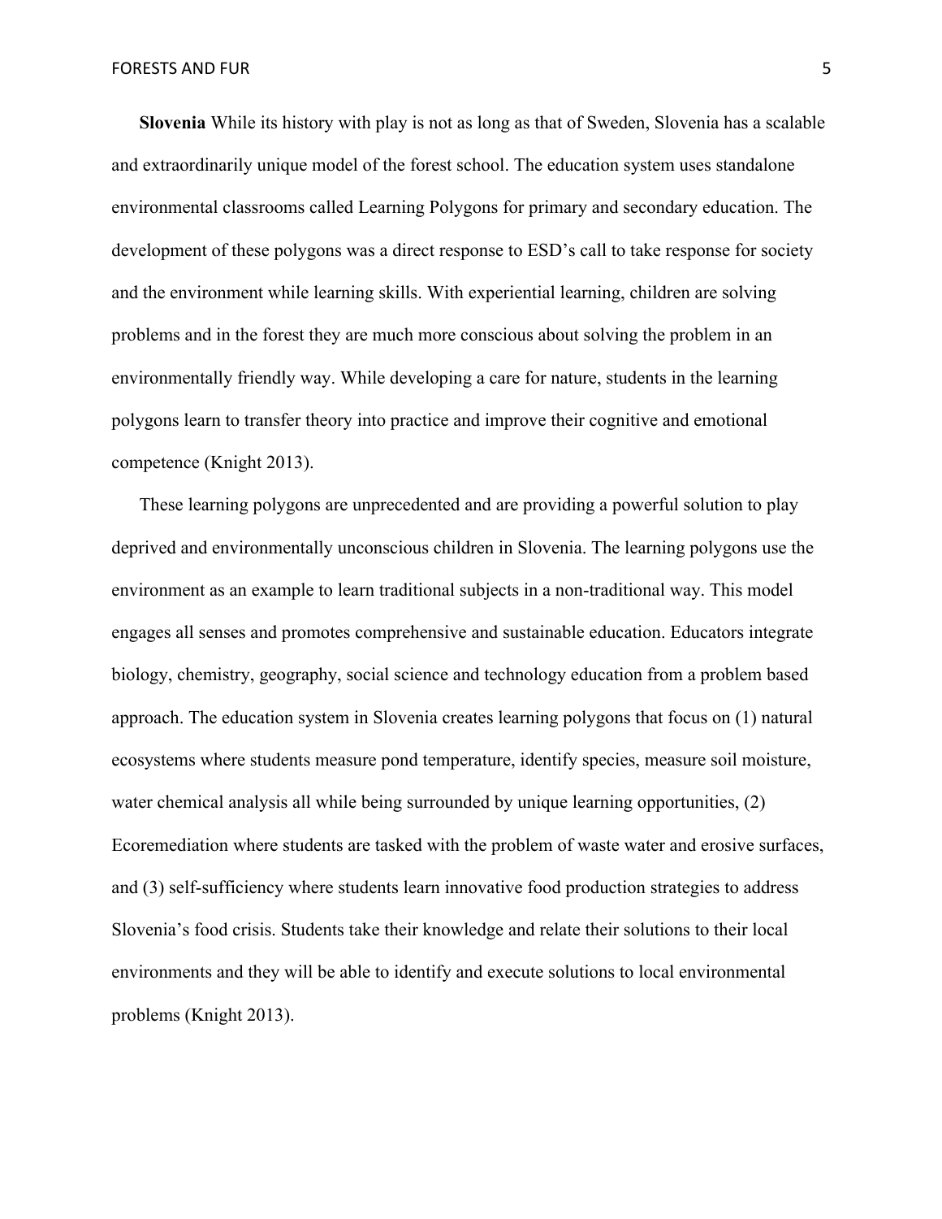**Slovenia** While its history with play is not as long as that of Sweden, Slovenia has a scalable and extraordinarily unique model of the forest school. The education system uses standalone environmental classrooms called Learning Polygons for primary and secondary education. The development of these polygons was a direct response to ESD's call to take response for society and the environment while learning skills. With experiential learning, children are solving problems and in the forest they are much more conscious about solving the problem in an environmentally friendly way. While developing a care for nature, students in the learning polygons learn to transfer theory into practice and improve their cognitive and emotional competence (Knight 2013).

These learning polygons are unprecedented and are providing a powerful solution to play deprived and environmentally unconscious children in Slovenia. The learning polygons use the environment as an example to learn traditional subjects in a non-traditional way. This model engages all senses and promotes comprehensive and sustainable education. Educators integrate biology, chemistry, geography, social science and technology education from a problem based approach. The education system in Slovenia creates learning polygons that focus on (1) natural ecosystems where students measure pond temperature, identify species, measure soil moisture, water chemical analysis all while being surrounded by unique learning opportunities, (2) Ecoremediation where students are tasked with the problem of waste water and erosive surfaces, and (3) self-sufficiency where students learn innovative food production strategies to address Slovenia's food crisis. Students take their knowledge and relate their solutions to their local environments and they will be able to identify and execute solutions to local environmental problems (Knight 2013).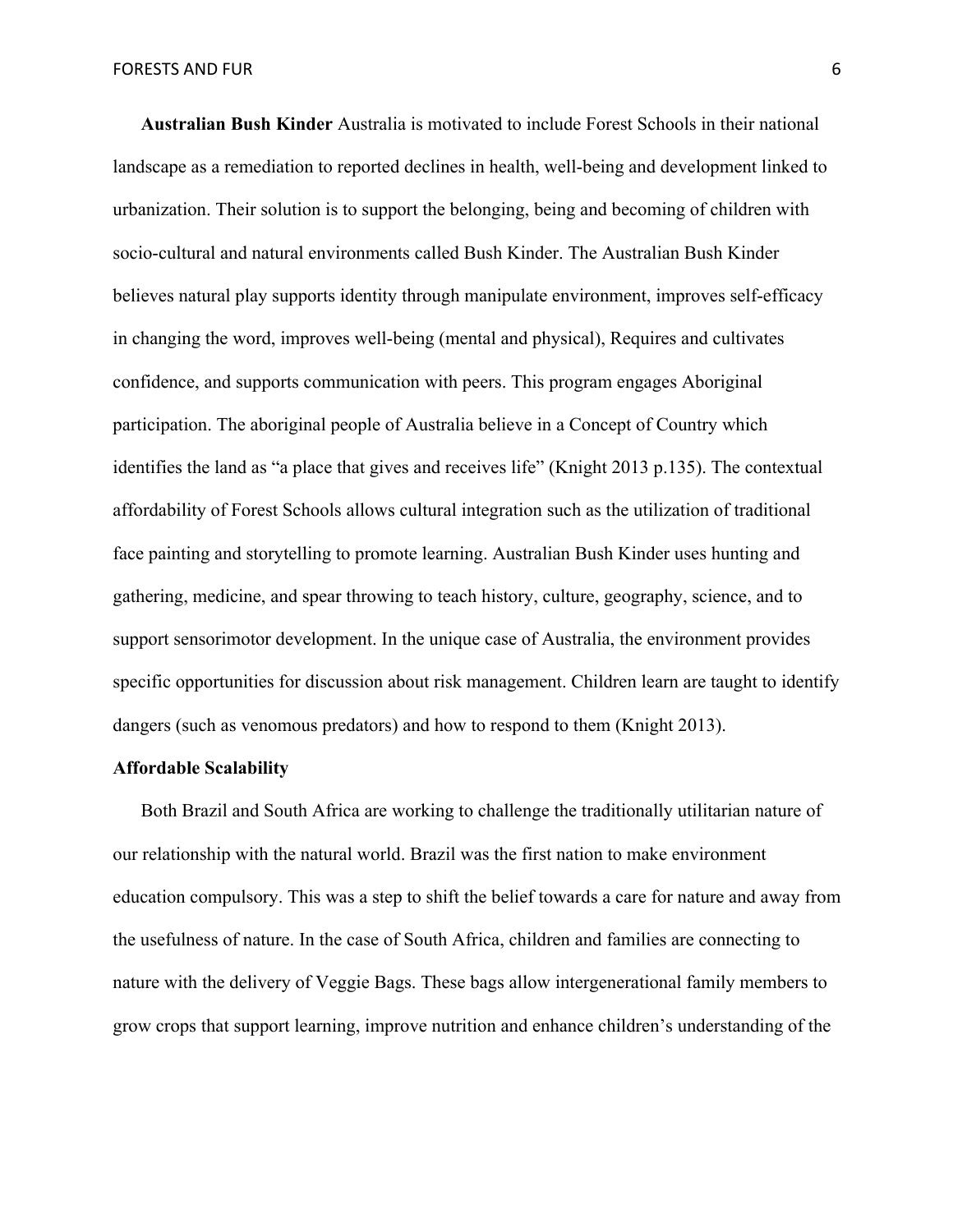**Australian Bush Kinder** Australia is motivated to include Forest Schools in their national landscape as a remediation to reported declines in health, well-being and development linked to urbanization. Their solution is to support the belonging, being and becoming of children with socio-cultural and natural environments called Bush Kinder. The Australian Bush Kinder believes natural play supports identity through manipulate environment, improves self-efficacy in changing the word, improves well-being (mental and physical), Requires and cultivates confidence, and supports communication with peers. This program engages Aboriginal participation. The aboriginal people of Australia believe in a Concept of Country which identifies the land as "a place that gives and receives life" (Knight 2013 p.135). The contextual affordability of Forest Schools allows cultural integration such as the utilization of traditional face painting and storytelling to promote learning. Australian Bush Kinder uses hunting and gathering, medicine, and spear throwing to teach history, culture, geography, science, and to support sensorimotor development. In the unique case of Australia, the environment provides specific opportunities for discussion about risk management. Children learn are taught to identify dangers (such as venomous predators) and how to respond to them (Knight 2013).

**Affordable Scalability**

Both Brazil and South Africa are working to challenge the traditionally utilitarian nature of our relationship with the natural world. Brazil was the first nation to make environment education compulsory. This was a step to shift the belief towards a care for nature and away from the usefulness of nature. In the case of South Africa, children and families are connecting to nature with the delivery of Veggie Bags. These bags allow intergenerational family members to grow crops that support learning, improve nutrition and enhance children's understanding of the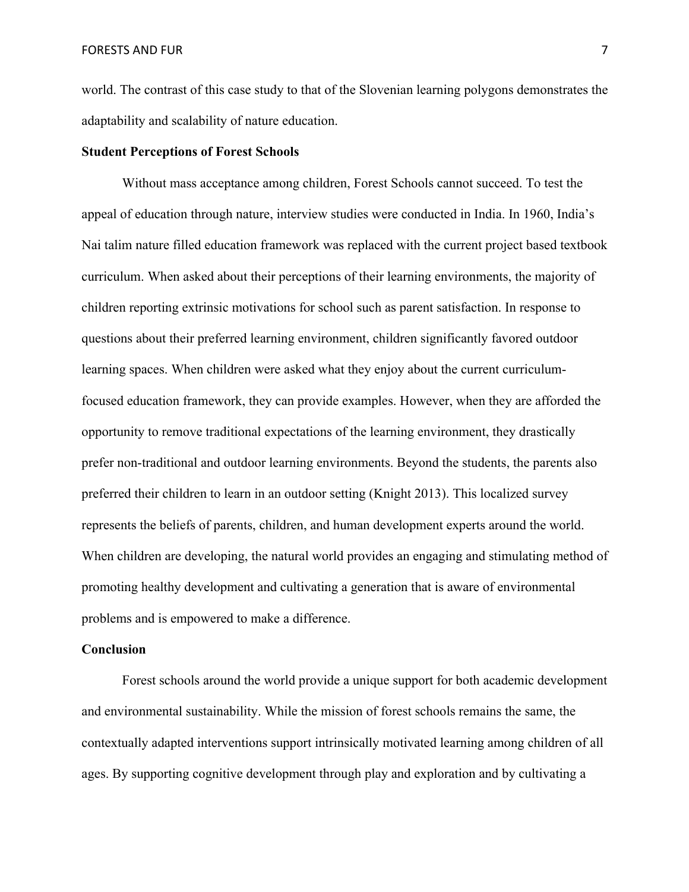world. The contrast of this case study to that of the Slovenian learning polygons demonstrates the adaptability and scalability of nature education.

**Student Perceptions of Forest Schools**

Without mass acceptance among children, Forest Schools cannot succeed. To test the appeal of education through nature, interview studies were conducted in India. In 1960, India's Nai talim nature filled education framework was replaced with the current project based textbook curriculum. When asked about their perceptions of their learning environments, the majority of children reporting extrinsic motivations for school such as parent satisfaction. In response to questions about their preferred learning environment, children significantly favored outdoor learning spaces. When children were asked what they enjoy about the current curriculum-focused education framework, they can provide examples. However, when they are afforded the opportunity to remove traditional expectations of the learning environment, they drastically prefer non-traditional and outdoor learning environments. Beyond the students, the parents also preferred their children to learn in an outdoor setting (Knight 2013). This localized survey represents the beliefs of parents, children, and human development experts around the world. When children are developing, the natural world provides an engaging and stimulating method of promoting healthy development and cultivating a generation that is aware of environmental problems and is empowered to make a difference.

**Conclusion**

Forest schools around the world provide a unique support for both academic development and environmental sustainability. While the mission of forest schools remains the same, the contextually adapted interventions support intrinsically motivated learning among children of all ages. By supporting cognitive development through play and exploration and by cultivating a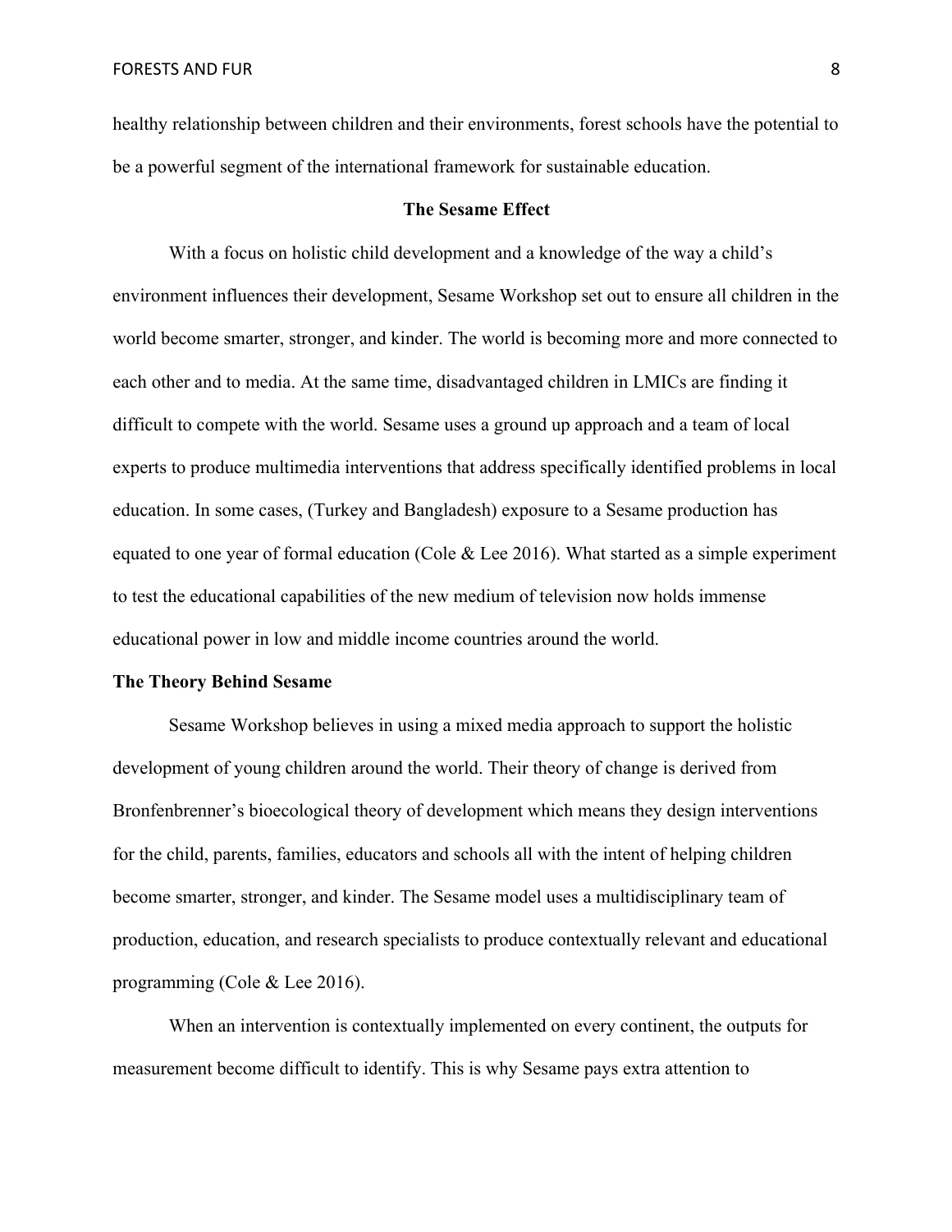healthy relationship between children and their environments, forest schools have the potential to be a powerful segment of the international framework for sustainable education.

## The Sesame Effect

With a focus on holistic child development and a knowledge of the way a child's environment influences their development, Sesame Workshop set out to ensure all children in the world become smarter, stronger, and kinder. The world is becoming more and more connected to each other and to media. At the same time, disadvantaged children in LMICs are finding it difficult to compete with the world. Sesame uses a ground up approach and a team of local experts to produce multimedia interventions that address specifically identified problems in local education. In some cases, (Turkey and Bangladesh) exposure to a Sesame production has equated to one year of formal education (Cole & Lee 2016). What started as a simple experiment to test the educational capabilities of the new medium of television now holds immense educational power in low and middle income countries around the world.

### The Theory Behind Sesame

Sesame Workshop believes in using a mixed media approach to support the holistic development of young children around the world. Their theory of change is derived from Bronfenbrenner's bioecological theory of development which means they design interventions for the child, parents, families, educators and schools all with the intent of helping children become smarter, stronger, and kinder. The Sesame model uses a multidisciplinary team of production, education, and research specialists to produce contextually relevant and educational programming (Cole & Lee 2016).

When an intervention is contextually implemented on every continent, the outputs for measurement become difficult to identify. This is why Sesame pays extra attention to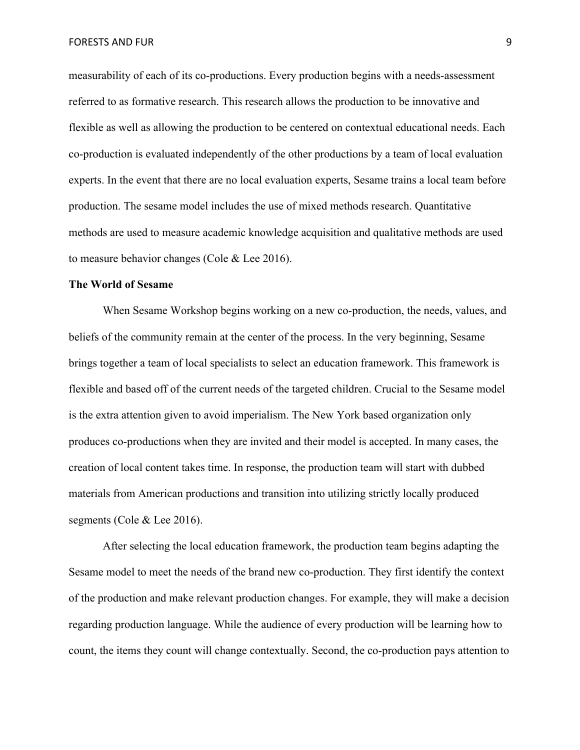measurability of each of its co-productions. Every production begins with a needs-assessment referred to as formative research. This research allows the production to be innovative and flexible as well as allowing the production to be centered on contextual educational needs. Each co-production is evaluated independently of the other productions by a team of local evaluation experts. In the event that there are no local evaluation experts, Sesame trains a local team before production. The sesame model includes the use of mixed methods research. Quantitative methods are used to measure academic knowledge acquisition and qualitative methods are used to measure behavior changes (Cole & Lee 2016).

**The World of Sesame**

When Sesame Workshop begins working on a new co-production, the needs, values, and beliefs of the community remain at the center of the process. In the very beginning, Sesame brings together a team of local specialists to select an education framework. This framework is flexible and based off of the current needs of the targeted children. Crucial to the Sesame model is the extra attention given to avoid imperialism. The New York based organization only produces co-productions when they are invited and their model is accepted. In many cases, the creation of local content takes time. In response, the production team will start with dubbed materials from American productions and transition into utilizing strictly locally produced segments (Cole & Lee 2016).

After selecting the local education framework, the production team begins adapting the Sesame model to meet the needs of the brand new co-production. They first identify the context of the production and make relevant production changes. For example, they will make a decision regarding production language. While the audience of every production will be learning how to count, the items they count will change contextually. Second, the co-production pays attention to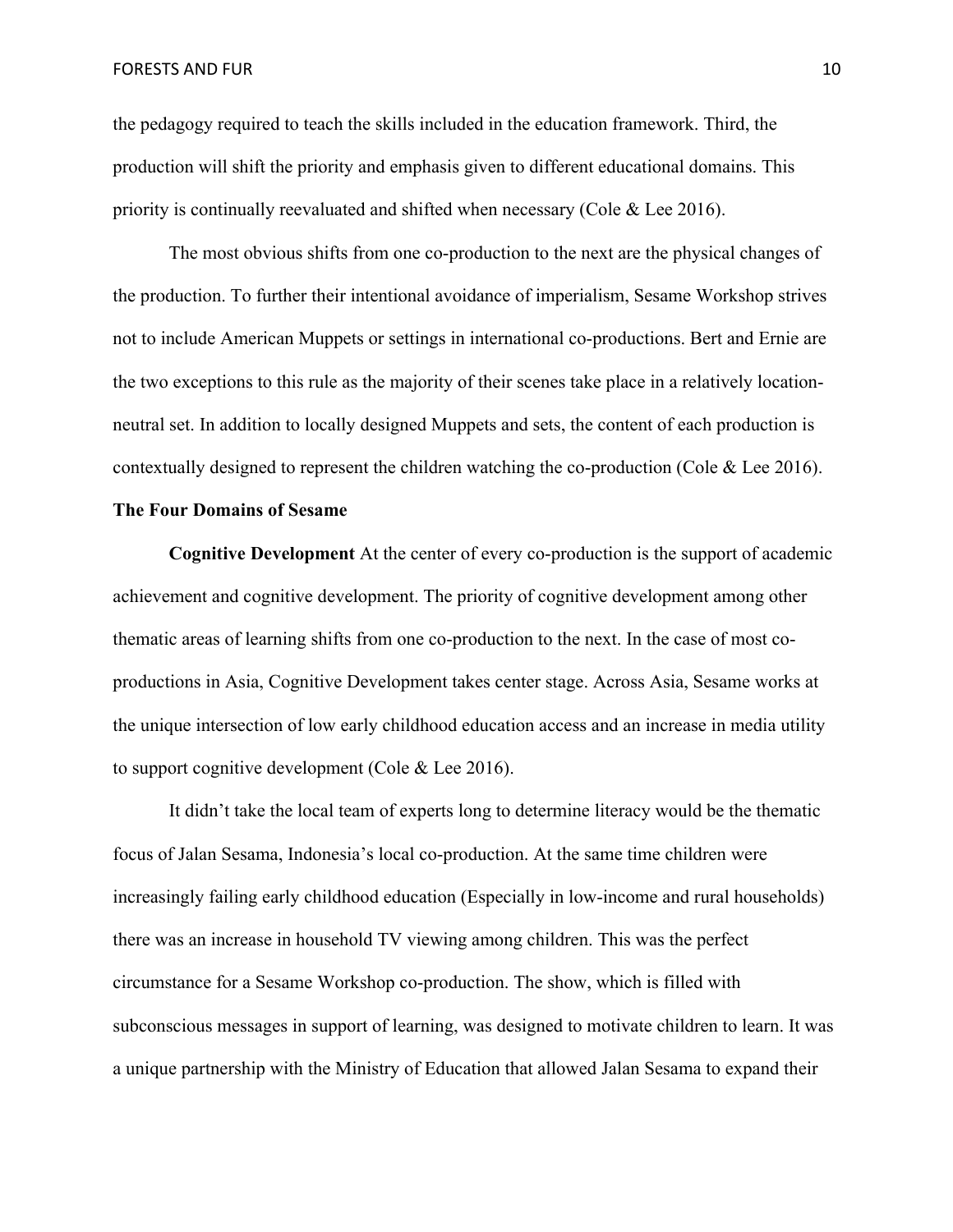the pedagogy required to teach the skills included in the education framework. Third, the production will shift the priority and emphasis given to different educational domains. This priority is continually reevaluated and shifted when necessary (Cole & Lee 2016).

The most obvious shifts from one co-production to the next are the physical changes of the production. To further their intentional avoidance of imperialism, Sesame Workshop strives not to include American Muppets or settings in international co-productions. Bert and Ernie are the two exceptions to this rule as the majority of their scenes take place in a relatively location-neutral set. In addition to locally designed Muppets and sets, the content of each production is contextually designed to represent the children watching the co-production (Cole & Lee 2016).

**The Four Domains of Sesame**

**Cognitive Development** At the center of every co-production is the support of academic achievement and cognitive development. The priority of cognitive development among other thematic areas of learning shifts from one co-production to the next. In the case of most co-productions in Asia, Cognitive Development takes center stage. Across Asia, Sesame works at the unique intersection of low early childhood education access and an increase in media utility to support cognitive development (Cole & Lee 2016).

It didn't take the local team of experts long to determine literacy would be the thematic focus of Jalan Sesama, Indonesia's local co-production. At the same time children were increasingly failing early childhood education (Especially in low-income and rural households) there was an increase in household TV viewing among children. This was the perfect circumstance for a Sesame Workshop co-production. The show, which is filled with subconscious messages in support of learning, was designed to motivate children to learn. It was a unique partnership with the Ministry of Education that allowed Jalan Sesama to expand their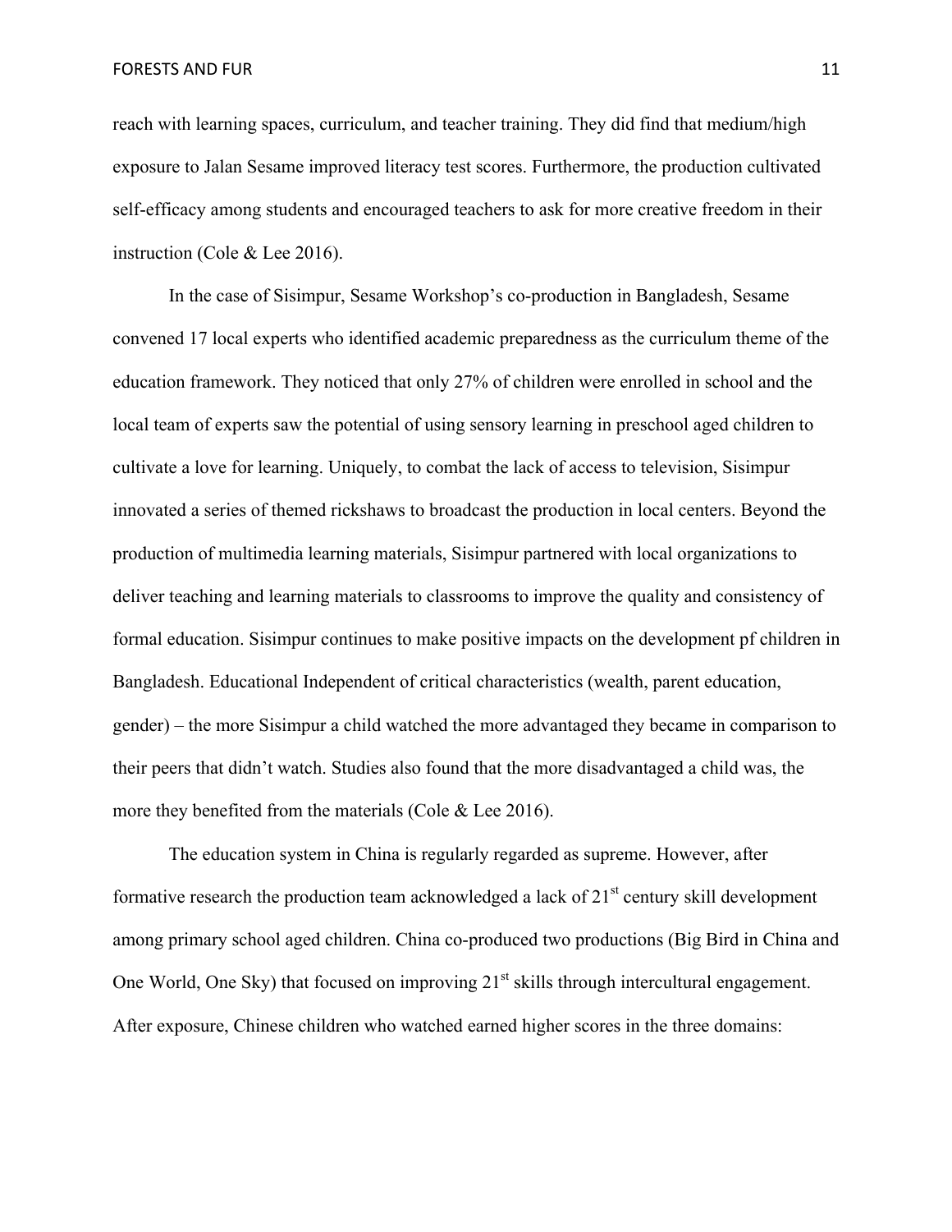reach with learning spaces, curriculum, and teacher training. They did find that medium/high exposure to Jalan Sesame improved literacy test scores. Furthermore, the production cultivated self-efficacy among students and encouraged teachers to ask for more creative freedom in their instruction (Cole & Lee 2016).

In the case of Sisimpur, Sesame Workshop's co-production in Bangladesh, Sesame convened 17 local experts who identified academic preparedness as the curriculum theme of the education framework. They noticed that only 27% of children were enrolled in school and the local team of experts saw the potential of using sensory learning in preschool aged children to cultivate a love for learning. Uniquely, to combat the lack of access to television, Sisimpur innovated a series of themed rickshaws to broadcast the production in local centers. Beyond the production of multimedia learning materials, Sisimpur partnered with local organizations to deliver teaching and learning materials to classrooms to improve the quality and consistency of formal education. Sisimpur continues to make positive impacts on the development pf children in Bangladesh. Educational Independent of critical characteristics (wealth, parent education, gender) – the more Sisimpur a child watched the more advantaged they became in comparison to their peers that didn't watch. Studies also found that the more disadvantaged a child was, the more they benefited from the materials (Cole & Lee 2016).

The education system in China is regularly regarded as supreme. However, after formative research the production team acknowledged a lack of 21st century skill development among primary school aged children. China co-produced two productions (Big Bird in China and One World, One Sky) that focused on improving 21st skills through intercultural engagement. After exposure, Chinese children who watched earned higher scores in the three domains: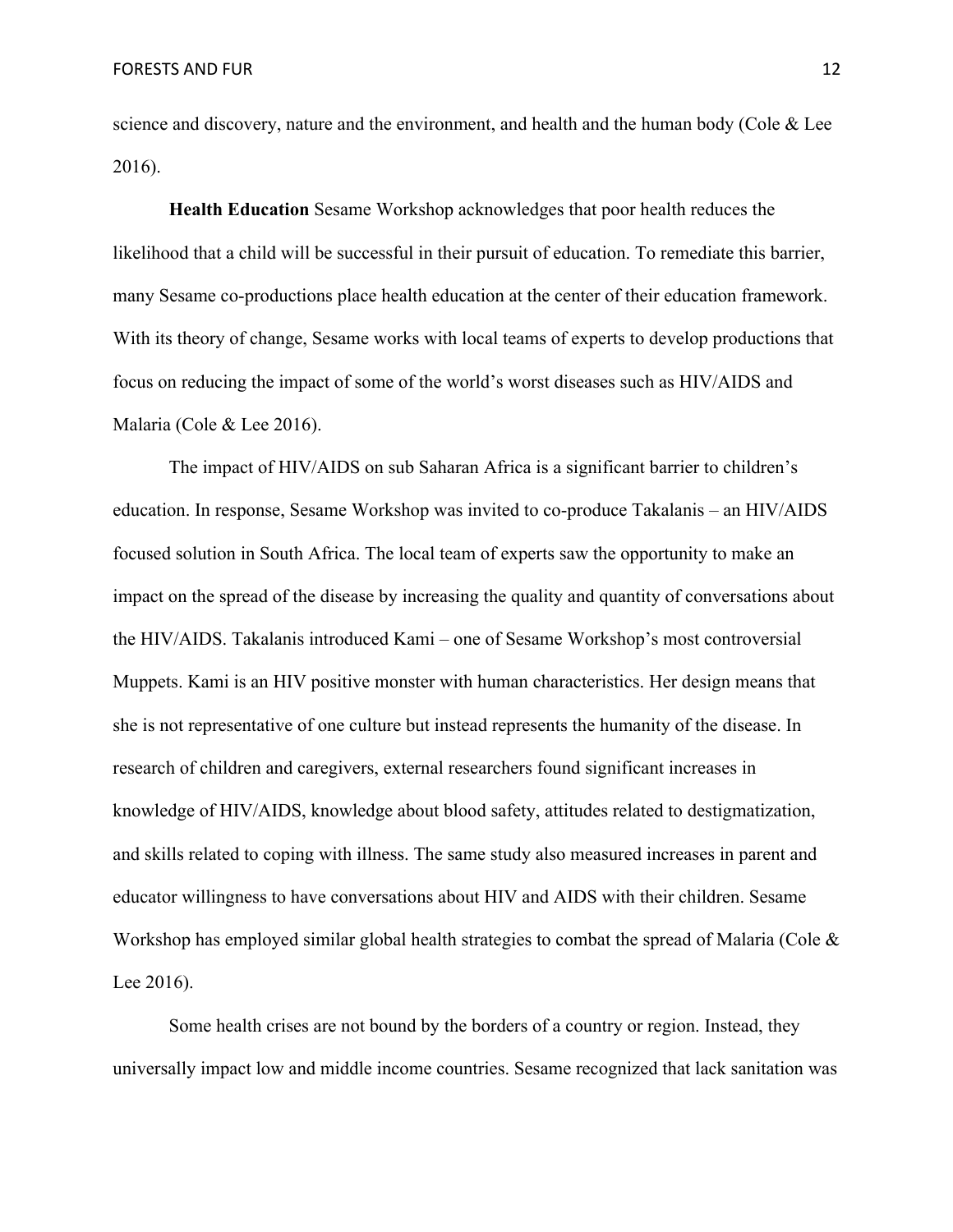science and discovery, nature and the environment, and health and the human body (Cole & Lee 2016).

**Health Education** Sesame Workshop acknowledges that poor health reduces the likelihood that a child will be successful in their pursuit of education. To remediate this barrier, many Sesame co-productions place health education at the center of their education framework. With its theory of change, Sesame works with local teams of experts to develop productions that focus on reducing the impact of some of the world's worst diseases such as HIV/AIDS and Malaria (Cole & Lee 2016).

The impact of HIV/AIDS on sub Saharan Africa is a significant barrier to children's education. In response, Sesame Workshop was invited to co-produce Takalanis – an HIV/AIDS focused solution in South Africa. The local team of experts saw the opportunity to make an impact on the spread of the disease by increasing the quality and quantity of conversations about the HIV/AIDS. Takalanis introduced Kami – one of Sesame Workshop's most controversial Muppets. Kami is an HIV positive monster with human characteristics. Her design means that she is not representative of one culture but instead represents the humanity of the disease. In research of children and caregivers, external researchers found significant increases in knowledge of HIV/AIDS, knowledge about blood safety, attitudes related to destigmatization, and skills related to coping with illness. The same study also measured increases in parent and educator willingness to have conversations about HIV and AIDS with their children. Sesame Workshop has employed similar global health strategies to combat the spread of Malaria (Cole & Lee 2016).

Some health crises are not bound by the borders of a country or region. Instead, they universally impact low and middle income countries. Sesame recognized that lack sanitation was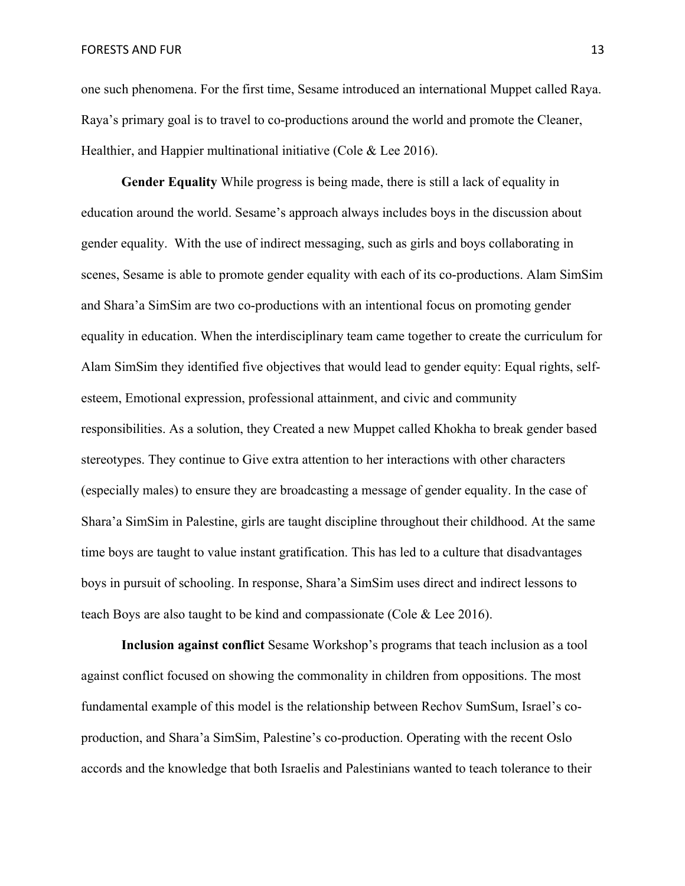one such phenomena. For the first time, Sesame introduced an international Muppet called Raya. Raya's primary goal is to travel to co-productions around the world and promote the Cleaner, Healthier, and Happier multinational initiative (Cole & Lee 2016).

**Gender Equality** While progress is being made, there is still a lack of equality in education around the world. Sesame's approach always includes boys in the discussion about gender equality. With the use of indirect messaging, such as girls and boys collaborating in scenes, Sesame is able to promote gender equality with each of its co-productions. Alam SimSim and Shara'a SimSim are two co-productions with an intentional focus on promoting gender equality in education. When the interdisciplinary team came together to create the curriculum for Alam SimSim they identified five objectives that would lead to gender equity: Equal rights, self-esteem, Emotional expression, professional attainment, and civic and community responsibilities. As a solution, they Created a new Muppet called Khokha to break gender based stereotypes. They continue to Give extra attention to her interactions with other characters (especially males) to ensure they are broadcasting a message of gender equality. In the case of Shara'a SimSim in Palestine, girls are taught discipline throughout their childhood. At the same time boys are taught to value instant gratification. This has led to a culture that disadvantages boys in pursuit of schooling. In response, Shara'a SimSim uses direct and indirect lessons to teach Boys are also taught to be kind and compassionate (Cole & Lee 2016).

**Inclusion against conflict** Sesame Workshop's programs that teach inclusion as a tool against conflict focused on showing the commonality in children from oppositions. The most fundamental example of this model is the relationship between Rechov SumSum, Israel's co-production, and Shara'a SimSim, Palestine's co-production. Operating with the recent Oslo accords and the knowledge that both Israelis and Palestinians wanted to teach tolerance to their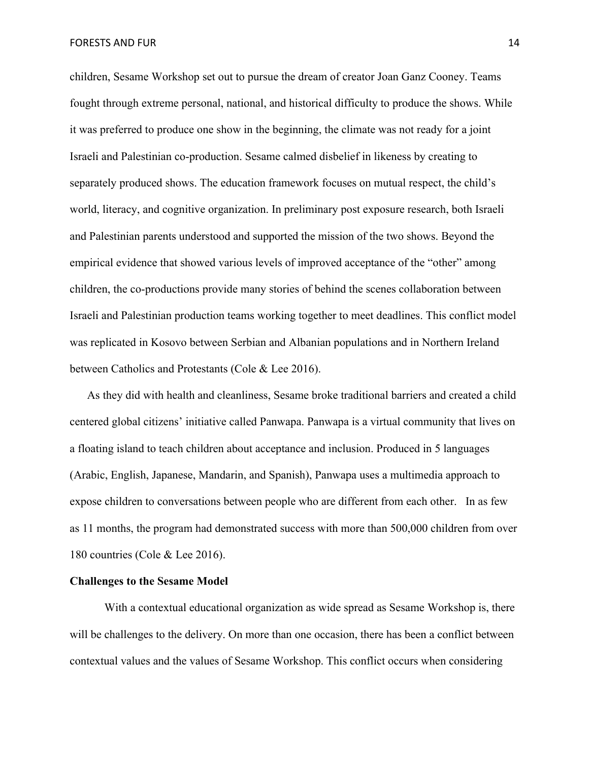children, Sesame Workshop set out to pursue the dream of creator Joan Ganz Cooney. Teams fought through extreme personal, national, and historical difficulty to produce the shows. While it was preferred to produce one show in the beginning, the climate was not ready for a joint Israeli and Palestinian co-production. Sesame calmed disbelief in likeness by creating to separately produced shows. The education framework focuses on mutual respect, the child's world, literacy, and cognitive organization. In preliminary post exposure research, both Israeli and Palestinian parents understood and supported the mission of the two shows. Beyond the empirical evidence that showed various levels of improved acceptance of the "other" among children, the co-productions provide many stories of behind the scenes collaboration between Israeli and Palestinian production teams working together to meet deadlines. This conflict model was replicated in Kosovo between Serbian and Albanian populations and in Northern Ireland between Catholics and Protestants (Cole & Lee 2016).

As they did with health and cleanliness, Sesame broke traditional barriers and created a child centered global citizens' initiative called Panwapa. Panwapa is a virtual community that lives on a floating island to teach children about acceptance and inclusion. Produced in 5 languages (Arabic, English, Japanese, Mandarin, and Spanish), Panwapa uses a multimedia approach to expose children to conversations between people who are different from each other. In as few as 11 months, the program had demonstrated success with more than 500,000 children from over 180 countries (Cole & Lee 2016).

**Challenges to the Sesame Model**

With a contextual educational organization as wide spread as Sesame Workshop is, there will be challenges to the delivery. On more than one occasion, there has been a conflict between contextual values and the values of Sesame Workshop. This conflict occurs when considering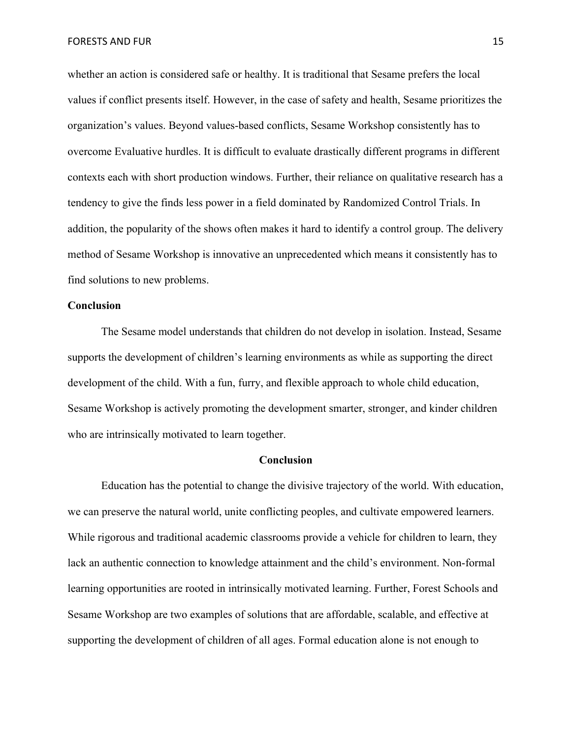whether an action is considered safe or healthy. It is traditional that Sesame prefers the local values if conflict presents itself. However, in the case of safety and health, Sesame prioritizes the organization's values. Beyond values-based conflicts, Sesame Workshop consistently has to overcome Evaluative hurdles. It is difficult to evaluate drastically different programs in different contexts each with short production windows. Further, their reliance on qualitative research has a tendency to give the finds less power in a field dominated by Randomized Control Trials. In addition, the popularity of the shows often makes it hard to identify a control group. The delivery method of Sesame Workshop is innovative an unprecedented which means it consistently has to find solutions to new problems.

### Conclusion

The Sesame model understands that children do not develop in isolation. Instead, Sesame supports the development of children's learning environments as while as supporting the direct development of the child. With a fun, furry, and flexible approach to whole child education, Sesame Workshop is actively promoting the development smarter, stronger, and kinder children who are intrinsically motivated to learn together.

## Conclusion

Education has the potential to change the divisive trajectory of the world. With education, we can preserve the natural world, unite conflicting peoples, and cultivate empowered learners. While rigorous and traditional academic classrooms provide a vehicle for children to learn, they lack an authentic connection to knowledge attainment and the child's environment. Non-formal learning opportunities are rooted in intrinsically motivated learning. Further, Forest Schools and Sesame Workshop are two examples of solutions that are affordable, scalable, and effective at supporting the development of children of all ages. Formal education alone is not enough to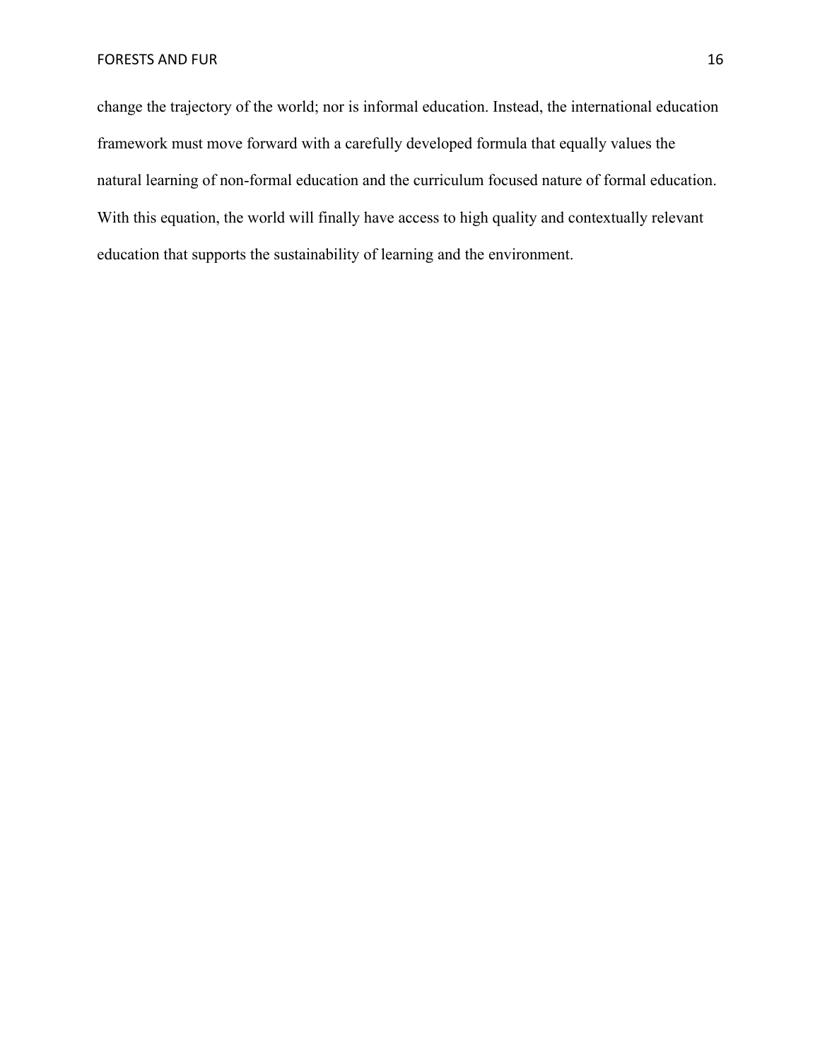change the trajectory of the world; nor is informal education. Instead, the international education framework must move forward with a carefully developed formula that equally values the natural learning of non-formal education and the curriculum focused nature of formal education. With this equation, the world will finally have access to high quality and contextually relevant education that supports the sustainability of learning and the environment.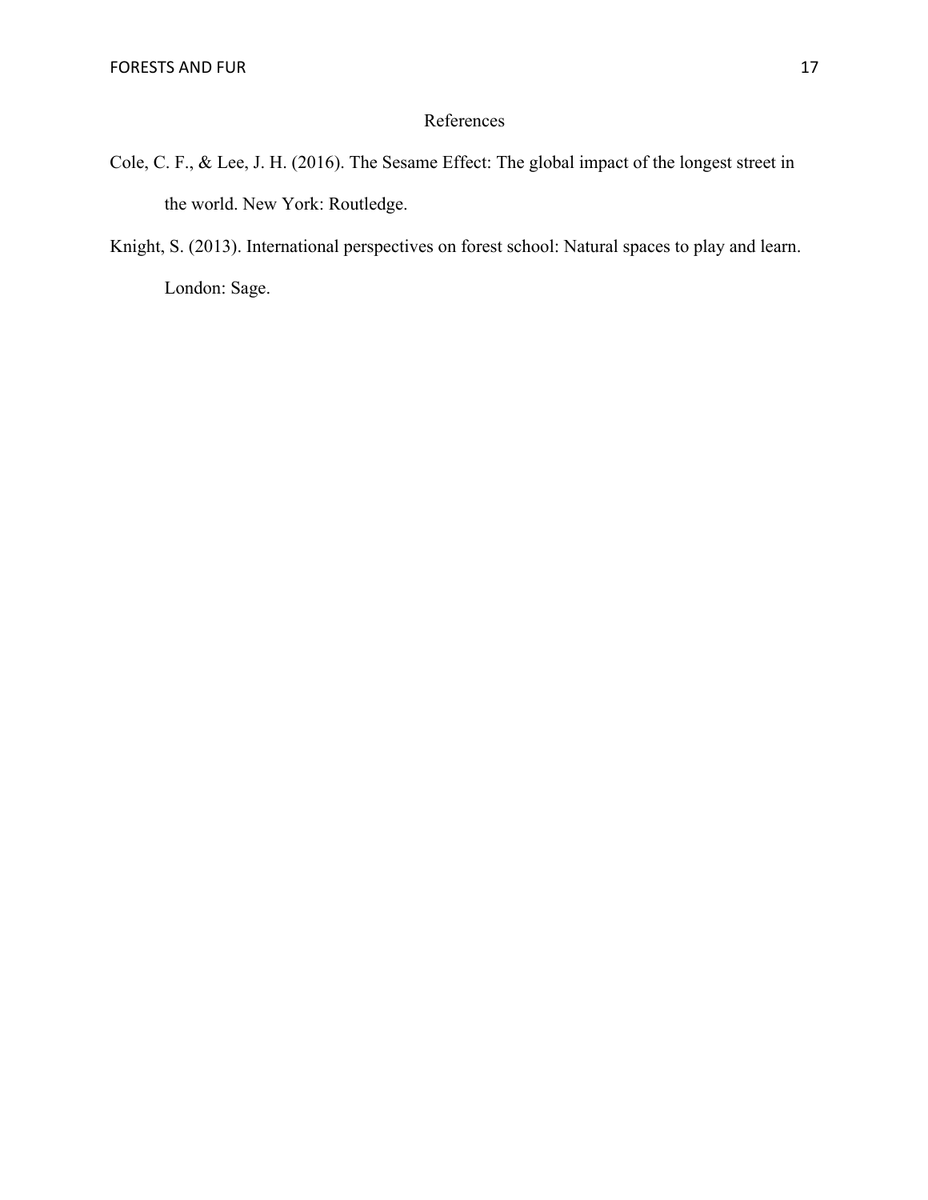# References

Cole, C. F., & Lee, J. H. (2016). The Sesame Effect: The global impact of the longest street in the world. New York: Routledge.

Knight, S. (2013). International perspectives on forest school: Natural spaces to play and learn. London: Sage.